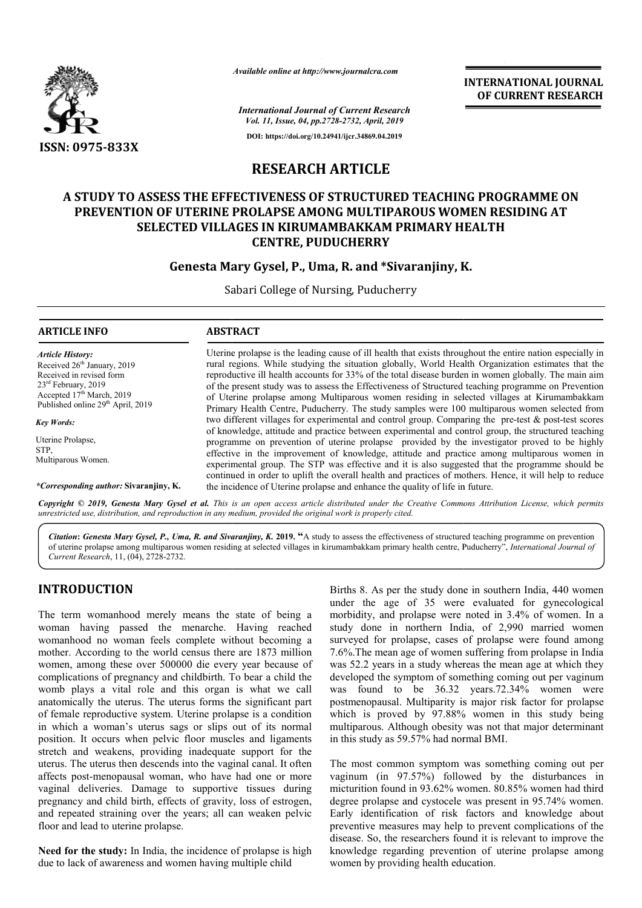ISSN: 0975-833X

*Available online at http://www.journalcra.com*

*International Journal of Current Research*
*Vol. 11, Issue, 04, pp.2728-2732, April, 2019*

**DOI: https://doi.org/10.24941/ijcr.34869.04.2019**

**INTERNATIONAL JOURNAL OF CURRENT RESEARCH**

# RESEARCH ARTICLE

# A STUDY TO ASSESS THE EFFECTIVENESS OF STRUCTURED TEACHING PROGRAMME ON PREVENTION OF UTERINE PROLAPSE AMONG MULTIPAROUS WOMEN RESIDING AT SELECTED VILLAGES IN KIRUMAMBAKKAM PRIMARY HEALTH CENTRE, PUDUCHERRY

**Genesta Mary Gysel, P., Uma, R. and \*Sivaranjiny, K.**

Sabari College of Nursing, Puducherry

**ARTICLE INFO**

*Article History:*
Received 26th January, 2019
Received in revised form
23rd February, 2019
Accepted 17th March, 2019
Published online 29th April, 2019

*Key Words:*
Uterine Prolapse,
STP,
Multiparous Women.

***Corresponding author:** **Sivaranjiny, K.**

**ABSTRACT**

Uterine prolapse is the leading cause of ill health that exists throughout the entire nation especially in rural regions. While studying the situation globally, World Health Organization estimates that the reproductive ill health accounts for 33% of the total disease burden in women globally. The main aim of the present study was to assess the Effectiveness of Structured teaching programme on Prevention of Uterine prolapse among Multiparous women residing in selected villages at Kirumambakkam Primary Health Centre, Puducherry. The study samples were 100 multiparous women selected from two different villages for experimental and control group. Comparing the pre-test & post-test scores of knowledge, attitude and practice between experimental and control group, the structured teaching programme on prevention of uterine prolapse provided by the investigator proved to be highly effective in the improvement of knowledge, attitude and practice among multiparous women in experimental group. The STP was effective and it is also suggested that the programme should be continued in order to uplift the overall health and practices of mothers. Hence, it will help to reduce the incidence of Uterine prolapse and enhance the quality of life in future.

**Copyright © 2019, Genesta Mary Gysel et al.** *This is an open access article distributed under the Creative Commons Attribution License, which permits unrestricted use, distribution, and reproduction in any medium, provided the original work is properly cited.*

**Citation: *Genesta Mary Gysel, P., Uma, R. and Sivaranjiny, K.* 2019.** "A study to assess the effectiveness of structured teaching programme on prevention of uterine prolapse among multiparous women residing at selected villages in kirumambakkam primary health centre, Puducherry", *International Journal of Current Research*, 11, (04), 2728-2732.

## INTRODUCTION

The term womanhood merely means the state of being a woman having passed the menarche. Having reached womanhood no woman feels complete without becoming a mother. According to the world census there are 1873 million women, among these over 500000 die every year because of complications of pregnancy and childbirth. To bear a child the womb plays a vital role and this organ is what we call anatomically the uterus. The uterus forms the significant part of female reproductive system. Uterine prolapse is a condition in which a woman's uterus sags or slips out of its normal position. It occurs when pelvic floor muscles and ligaments stretch and weakens, providing inadequate support for the uterus. The uterus then descends into the vaginal canal. It often affects post-menopausal woman, who have had one or more vaginal deliveries. Damage to supportive tissues during pregnancy and child birth, effects of gravity, loss of estrogen, and repeated straining over the years; all can weaken pelvic floor and lead to uterine prolapse.

**Need for the study:** In India, the incidence of prolapse is high due to lack of awareness and women having multiple child Births 8. As per the study done in southern India, 440 women under the age of 35 were evaluated for gynecological morbidity, and prolapse were noted in 3.4% of women. In a study done in northern India, of 2,990 married women surveyed for prolapse, cases of prolapse were found among 7.6%.The mean age of women suffering from prolapse in India was 52.2 years in a study whereas the mean age at which they developed the symptom of something coming out per vaginum was found to be 36.32 years.72.34% women were postmenopausal. Multiparity is major risk factor for prolapse which is proved by 97.88% women in this study being multiparous. Although obesity was not that major determinant in this study as 59.57% had normal BMI.

The most common symptom was something coming out per vaginum (in 97.57%) followed by the disturbances in micturition found in 93.62% women. 80.85% women had third degree prolapse and cystocele was present in 95.74% women. Early identification of risk factors and knowledge about preventive measures may help to prevent complications of the disease. So, the researchers found it is relevant to improve the knowledge regarding prevention of uterine prolapse among women by providing health education.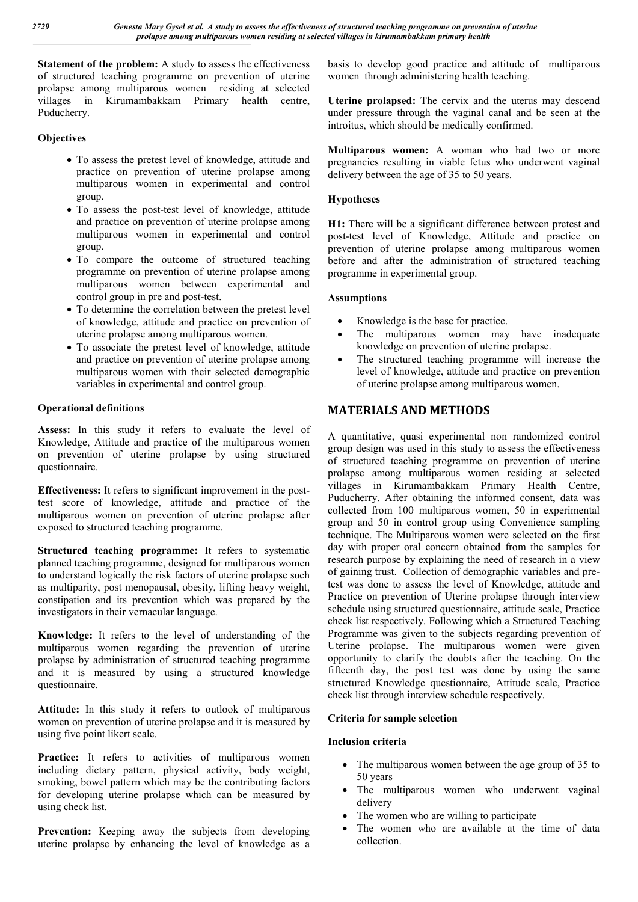**Statement of the problem:** A study to assess the effectiveness of structured teaching programme on prevention of uterine prolapse among multiparous women residing at selected villages in Kirumambakkam Primary health centre, Puducherry.

**Objectives**

- To assess the pretest level of knowledge, attitude and practice on prevention of uterine prolapse among multiparous women in experimental and control group.
- To assess the post-test level of knowledge, attitude and practice on prevention of uterine prolapse among multiparous women in experimental and control group.
- To compare the outcome of structured teaching programme on prevention of uterine prolapse among multiparous women between experimental and control group in pre and post-test.
- To determine the correlation between the pretest level of knowledge, attitude and practice on prevention of uterine prolapse among multiparous women.
- To associate the pretest level of knowledge, attitude and practice on prevention of uterine prolapse among multiparous women with their selected demographic variables in experimental and control group.

**Operational definitions**

**Assess:** In this study it refers to evaluate the level of Knowledge, Attitude and practice of the multiparous women on prevention of uterine prolapse by using structured questionnaire.

**Effectiveness:** It refers to significant improvement in the post-test score of knowledge, attitude and practice of the multiparous women on prevention of uterine prolapse after exposed to structured teaching programme.

**Structured teaching programme:** It refers to systematic planned teaching programme, designed for multiparous women to understand logically the risk factors of uterine prolapse such as multiparity, post menopausal, obesity, lifting heavy weight, constipation and its prevention which was prepared by the investigators in their vernacular language.

**Knowledge:** It refers to the level of understanding of the multiparous women regarding the prevention of uterine prolapse by administration of structured teaching programme and it is measured by using a structured knowledge questionnaire.

**Attitude:** In this study it refers to outlook of multiparous women on prevention of uterine prolapse and it is measured by using five point likert scale.

**Practice:** It refers to activities of multiparous women including dietary pattern, physical activity, body weight, smoking, bowel pattern which may be the contributing factors for developing uterine prolapse which can be measured by using check list.

**Prevention:** Keeping away the subjects from developing uterine prolapse by enhancing the level of knowledge as a basis to develop good practice and attitude of multiparous women through administering health teaching.

**Uterine prolapsed:** The cervix and the uterus may descend under pressure through the vaginal canal and be seen at the introitus, which should be medically confirmed.

**Multiparous women:** A woman who had two or more pregnancies resulting in viable fetus who underwent vaginal delivery between the age of 35 to 50 years.

**Hypotheses**

**H1:** There will be a significant difference between pretest and post-test level of Knowledge, Attitude and practice on prevention of uterine prolapse among multiparous women before and after the administration of structured teaching programme in experimental group.

**Assumptions**

- Knowledge is the base for practice.
- The multiparous women may have inadequate knowledge on prevention of uterine prolapse.
- The structured teaching programme will increase the level of knowledge, attitude and practice on prevention of uterine prolapse among multiparous women.

## MATERIALS AND METHODS

A quantitative, quasi experimental non randomized control group design was used in this study to assess the effectiveness of structured teaching programme on prevention of uterine prolapse among multiparous women residing at selected villages in Kirumambakkam Primary Health Centre, Puducherry. After obtaining the informed consent, data was collected from 100 multiparous women, 50 in experimental group and 50 in control group using Convenience sampling technique. The Multiparous women were selected on the first day with proper oral concern obtained from the samples for research purpose by explaining the need of research in a view of gaining trust. Collection of demographic variables and pre-test was done to assess the level of Knowledge, attitude and Practice on prevention of Uterine prolapse through interview schedule using structured questionnaire, attitude scale, Practice check list respectively. Following which a Structured Teaching Programme was given to the subjects regarding prevention of Uterine prolapse. The multiparous women were given opportunity to clarify the doubts after the teaching. On the fifteenth day, the post test was done by using the same structured Knowledge questionnaire, Attitude scale, Practice check list through interview schedule respectively.

**Criteria for sample selection**

**Inclusion criteria**

- The multiparous women between the age group of 35 to 50 years
- The multiparous women who underwent vaginal delivery
- The women who are willing to participate
- The women who are available at the time of data collection.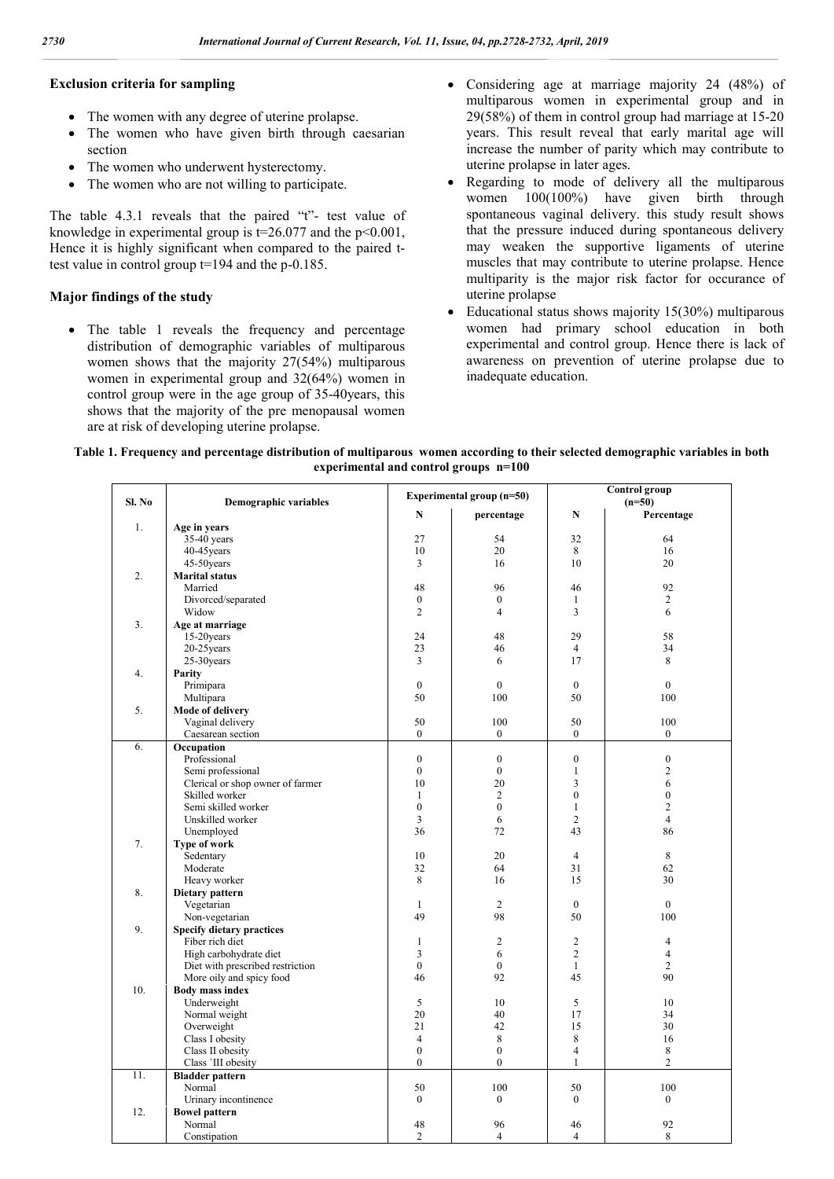### Exclusion criteria for sampling

- The women with any degree of uterine prolapse.
- The women who have given birth through caesarian section
- The women who underwent hysterectomy.
- The women who are not willing to participate.

The table 4.3.1 reveals that the paired "t"- test value of knowledge in experimental group is t=26.077 and the p<0.001, Hence it is highly significant when compared to the paired t-test value in control group t=194 and the p-0.185.

### Major findings of the study

- The table 1 reveals the frequency and percentage distribution of demographic variables of multiparous women shows that the majority 27(54%) multiparous women in experimental group and 32(64%) women in control group were in the age group of 35-40years, this shows that the majority of the pre menopausal women are at risk of developing uterine prolapse.
- Considering age at marriage majority 24 (48%) of multiparous women in experimental group and in 29(58%) of them in control group had marriage at 15-20 years. This result reveal that early marital age will increase the number of parity which may contribute to uterine prolapse in later ages.
- Regarding to mode of delivery all the multiparous women 100(100%) have given birth through spontaneous vaginal delivery. this study result shows that the pressure induced during spontaneous delivery may weaken the supportive ligaments of uterine muscles that may contribute to uterine prolapse. Hence multiparity is the major risk factor for occurance of uterine prolapse
- Educational status shows majority 15(30%) multiparous women had primary school education in both experimental and control group. Hence there is lack of awareness on prevention of uterine prolapse due to inadequate education.

**Table 1. Frequency and percentage distribution of multiparous women according to their selected demographic variables in both experimental and control groups n=100**

| Sl. No | Demographic variables | Experimental group (n=50) | | Control group (n=50) | |
|---|---|---|---|---|---|
| | | N | percentage | N | Percentage |
| 1. | **Age in years** | | | | |
| | 35-40 years | 27 | 54 | 32 | 64 |
| | 40-45years | 10 | 20 | 8 | 16 |
| | 45-50years | 3 | 16 | 10 | 20 |
| 2. | **Marital status** | | | | |
| | Married | 48 | 96 | 46 | 92 |
| | Divorced/separated | 0 | 0 | 1 | 2 |
| | Widow | 2 | 4 | 3 | 6 |
| 3. | **Age at marriage** | | | | |
| | 15-20years | 24 | 48 | 29 | 58 |
| | 20-25years | 23 | 46 | 4 | 34 |
| | 25-30years | 3 | 6 | 17 | 8 |
| 4. | **Parity** | | | | |
| | Primipara | 0 | 0 | 0 | 0 |
| | Multipara | 50 | 100 | 50 | 100 |
| 5. | **Mode of delivery** | | | | |
| | Vaginal delivery | 50 | 100 | 50 | 100 |
| | Caesarean section | 0 | 0 | 0 | 0 |
| 6. | **Occupation** | | | | |
| | Professional | 0 | 0 | 0 | 0 |
| | Semi professional | 0 | 0 | 1 | 2 |
| | Clerical or shop owner of farmer | 10 | 20 | 3 | 6 |
| | Skilled worker | 1 | 2 | 0 | 0 |
| | Semi skilled worker | 0 | 0 | 1 | 2 |
| | Unskilled worker | 3 | 6 | 2 | 4 |
| | Unemployed | 36 | 72 | 43 | 86 |
| 7. | **Type of work** | | | | |
| | Sedentary | 10 | 20 | 4 | 8 |
| | Moderate | 32 | 64 | 31 | 62 |
| | Heavy worker | 8 | 16 | 15 | 30 |
| 8. | **Dietary pattern** | | | | |
| | Vegetarian | 1 | 2 | 0 | 0 |
| | Non-vegetarian | 49 | 98 | 50 | 100 |
| 9. | **Specify dietary practices** | | | | |
| | Fiber rich diet | 1 | 2 | 2 | 4 |
| | High carbohydrate diet | 3 | 6 | 2 | 4 |
| | Diet with prescribed restriction | 0 | 0 | 1 | 2 |
| | More oily and spicy food | 46 | 92 | 45 | 90 |
| 10. | **Body mass index** | | | | |
| | Underweight | 5 | 10 | 5 | 10 |
| | Normal weight | 20 | 40 | 17 | 34 |
| | Overweight | 21 | 42 | 15 | 30 |
| | Class I obesity | 4 | 8 | 8 | 16 |
| | Class II obesity | 0 | 0 | 4 | 8 |
| | Class `III obesity | 0 | 0 | 1 | 2 |
| 11. | **Bladder pattern** | | | | |
| | Normal | 50 | 100 | 50 | 100 |
| | Urinary incontinence | 0 | 0 | 0 | 0 |
| 12. | **Bowel pattern** | | | | |
| | Normal | 48 | 96 | 46 | 92 |
| | Constipation | 2 | 4 | 4 | 8 |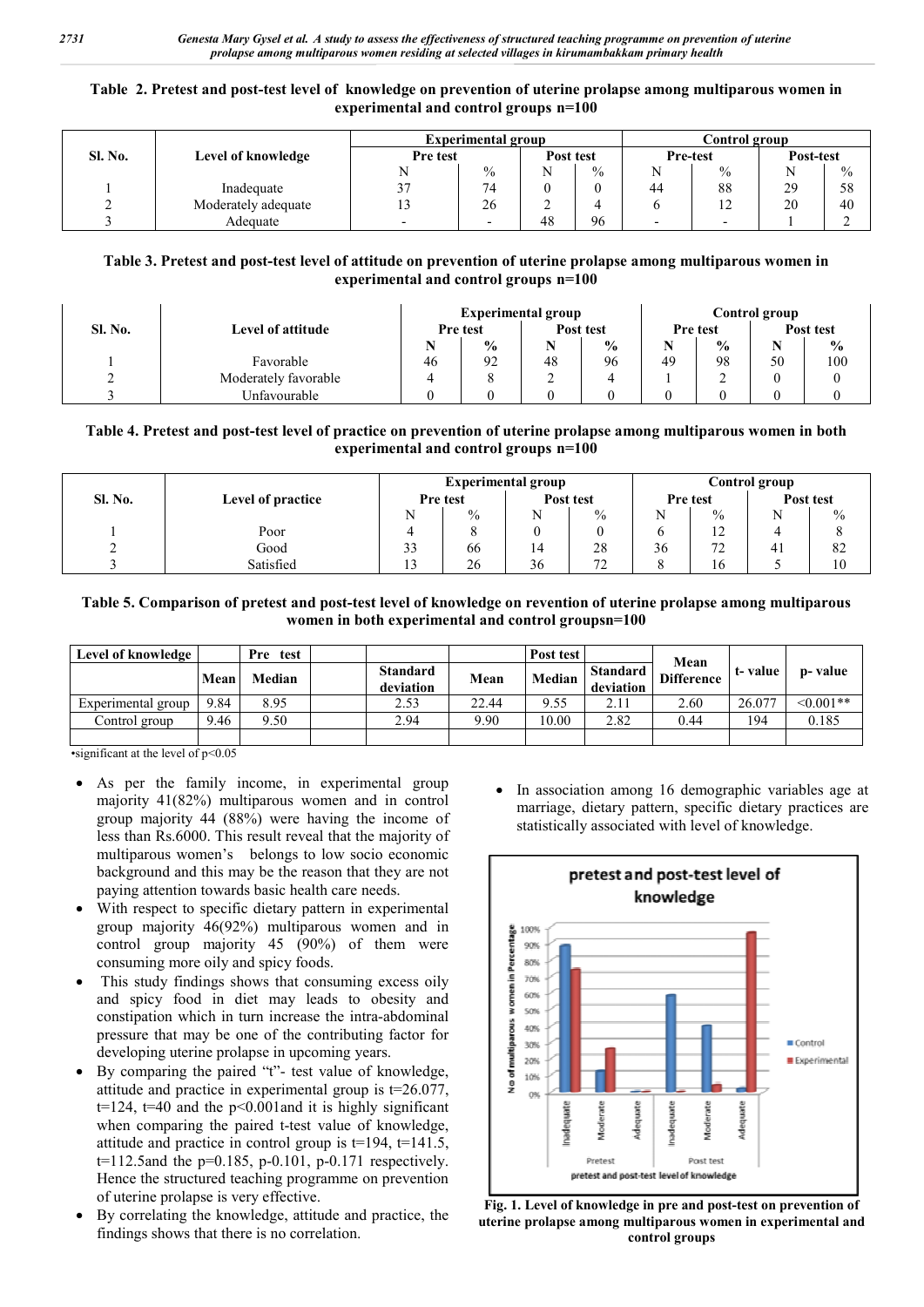**Table 2. Pretest and post-test level of knowledge on prevention of uterine prolapse among multiparous women in experimental and control groups n=100**

| Sl. No. | Level of knowledge | Experimental group | | | | Control group | | | |
|---|---|---|---|---|---|---|---|---|---|
| | | Pre test | | Post test | | Pre-test | | Post-test | |
| | | N | % | N | % | N | % | N | % |
| 1 | Inadequate | 37 | 74 | 0 | 0 | 44 | 88 | 29 | 58 |
| 2 | Moderately adequate | 13 | 26 | 2 | 4 | 6 | 12 | 20 | 40 |
| 3 | Adequate | - | - | 48 | 96 | - | - | 1 | 2 |

**Table 3. Pretest and post-test level of attitude on prevention of uterine prolapse among multiparous women in experimental and control groups n=100**

| Sl. No. | Level of attitude | Experimental group | | | | Control group | | | |
|---|---|---|---|---|---|---|---|---|---|
| | | Pre test | | Post test | | Pre test | | Post test | |
| | | N | % | N | % | N | % | N | % |
| 1 | Favorable | 46 | 92 | 48 | 96 | 49 | 98 | 50 | 100 |
| 2 | Moderately favorable | 4 | 8 | 2 | 4 | 1 | 2 | 0 | 0 |
| 3 | Unfavourable | 0 | 0 | 0 | 0 | 0 | 0 | 0 | 0 |

**Table 4. Pretest and post-test level of practice on prevention of uterine prolapse among multiparous women in both experimental and control groups n=100**

| Sl. No. | Level of practice | Experimental group | | | | Control group | | | |
|---|---|---|---|---|---|---|---|---|---|
| | | Pre test | | Post test | | Pre test | | Post test | |
| | | N | % | N | % | N | % | N | % |
| 1 | Poor | 4 | 8 | 0 | 0 | 6 | 12 | 4 | 8 |
| 2 | Good | 33 | 66 | 14 | 28 | 36 | 72 | 41 | 82 |
| 3 | Satisfied | 13 | 26 | 36 | 72 | 8 | 16 | 5 | 10 |

**Table 5. Comparison of pretest and post-test level of knowledge on revention of uterine prolapse among multiparous women in both experimental and control groupsn=100**

| Level of knowledge | | Pre test | | | | Post test | | Mean Difference | t- value | p- value |
|---|---|---|---|---|---|---|---|---|---|---|
| | Mean | Median | | Standard deviation | Mean | Median | Standard deviation | | | |
| Experimental group | 9.84 | 8.95 | | 2.53 | 22.44 | 9.55 | 2.11 | 2.60 | 26.077 | <0.001** |
| Control group | 9.46 | 9.50 | | 2.94 | 9.90 | 10.00 | 2.82 | 0.44 | 194 | 0.185 |
| | | | | | | | | | | |

•significant at the level of $p<0.05$

- As per the family income, in experimental group majority 41(82%) multiparous women and in control group majority 44 (88%) were having the income of less than Rs.6000. This result reveal that the majority of multiparous women's belongs to low socio economic background and this may be the reason that they are not paying attention towards basic health care needs.
- With respect to specific dietary pattern in experimental group majority 46(92%) multiparous women and in control group majority 45 (90%) of them were consuming more oily and spicy foods.
- This study findings shows that consuming excess oily and spicy food in diet may leads to obesity and constipation which in turn increase the intra-abdominal pressure that may be one of the contributing factor for developing uterine prolapse in upcoming years.
- By comparing the paired "t"- test value of knowledge, attitude and practice in experimental group is t=26.077, t=124, t=40 and the p<0.001and it is highly significant when comparing the paired t-test value of knowledge, attitude and practice in control group is t=194, t=141.5, t=112.5and the p=0.185, p-0.101, p-0.171 respectively. Hence the structured teaching programme on prevention of uterine prolapse is very effective.
- By correlating the knowledge, attitude and practice, the findings shows that there is no correlation.
- In association among 16 demographic variables age at marriage, dietary pattern, specific dietary practices are statistically associated with level of knowledge.

**Fig. 1. Level of knowledge in pre and post-test on prevention of uterine prolapse among multiparous women in experimental and control groups**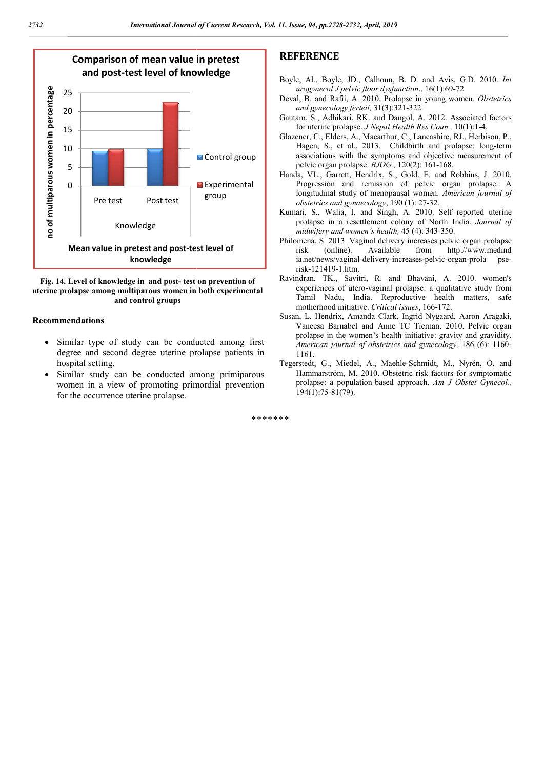Comparison of mean value in pretest and post-test level of knowledge

no of multiparous women in percentage

25
20
15
10
5
0

Pre test
Post test

Knowledge

Control group
Experimental group

Mean value in pretest and post-test level of knowledge

**Fig. 14. Level of knowledge in and post- test on prevention of uterine prolapse among multiparous women in both experimental and control groups**

## Recommendations

- Similar type of study can be conducted among first degree and second degree uterine prolapse patients in hospital setting.
- Similar study can be conducted among primiparous women in a view of promoting primordial prevention for the occurrence uterine prolapse.

## REFERENCE

Boyle, Al., Boyle, JD., Calhoun, B. D. and Avis, G.D. 2010. *Int urogynecol J pelvic floor dysfunction*., 16(1):69-72

Deval, B. and Rafii, A. 2010. Prolapse in young women. *Obstetrics and gynecology ferteil,* 31(3):321-322.

Gautam, S., Adhikari, RK. and Dangol, A. 2012. Associated factors for uterine prolapse. *J Nepal Health Res Coun.,* 10(1):1-4.

Glazener, C., Elders, A., Macarthur, C., Lancashire, RJ., Herbison, P., Hagen, S., et al., 2013. Childbirth and prolapse: long-term associations with the symptoms and objective measurement of pelvic organ prolapse. *BJOG.,* 120(2): 161-168.

Handa, VL., Garrett, Hendrlx, S., Gold, E. and Robbins, J. 2010. Progression and remission of pelvic organ prolapse: A longitudinal study of menopausal women. *American journal of obstetrics and gynaecology*, 190 (1): 27-32.

Kumari, S., Walia, I. and Singh, A. 2010. Self reported uterine prolapse in a resettlement colony of North India. *Journal of midwifery and women's health,* 45 (4): 343-350.

Philomena, S. 2013. Vaginal delivery increases pelvic organ prolapse risk (online). Available from http://www.medindia.net/news/vaginal-delivery-increases-pelvic-organ-prolapse-risk-121419-1.htm.

Ravindran, TK., Savitri, R. and Bhavani, A. 2010. women's experiences of utero-vaginal prolapse: a qualitative study from Tamil Nadu, India. Reproductive health matters, safe motherhood initiative. *Critical issues*, 166-172.

Susan, L. Hendrix, Amanda Clark, Ingrid Nygaard, Aaron Aragaki, Vaneesa Barnabel and Anne TC Tiernan. 2010. Pelvic organ prolapse in the women's health initiative: gravity and gravidity. *American journal of obstetrics and gynecology,* 186 (6): 1160-1161.

Tegerstedt, G., Miedel, A., Maehle-Schmidt, M., Nyrén, O. and Hammarström, M. 2010. Obstetric risk factors for symptomatic prolapse: a population-based approach. *Am J Obstet Gynecol.,* 194(1):75-81(79).

*******